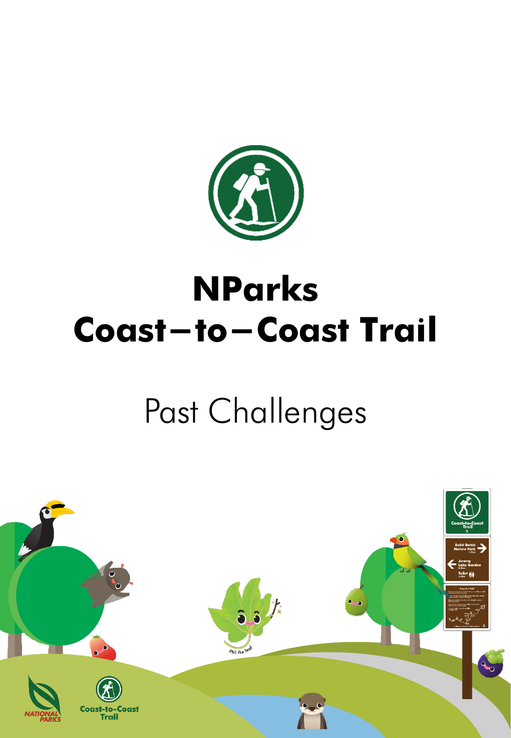# NParks Coast–to–Coast Trail

## Past Challenges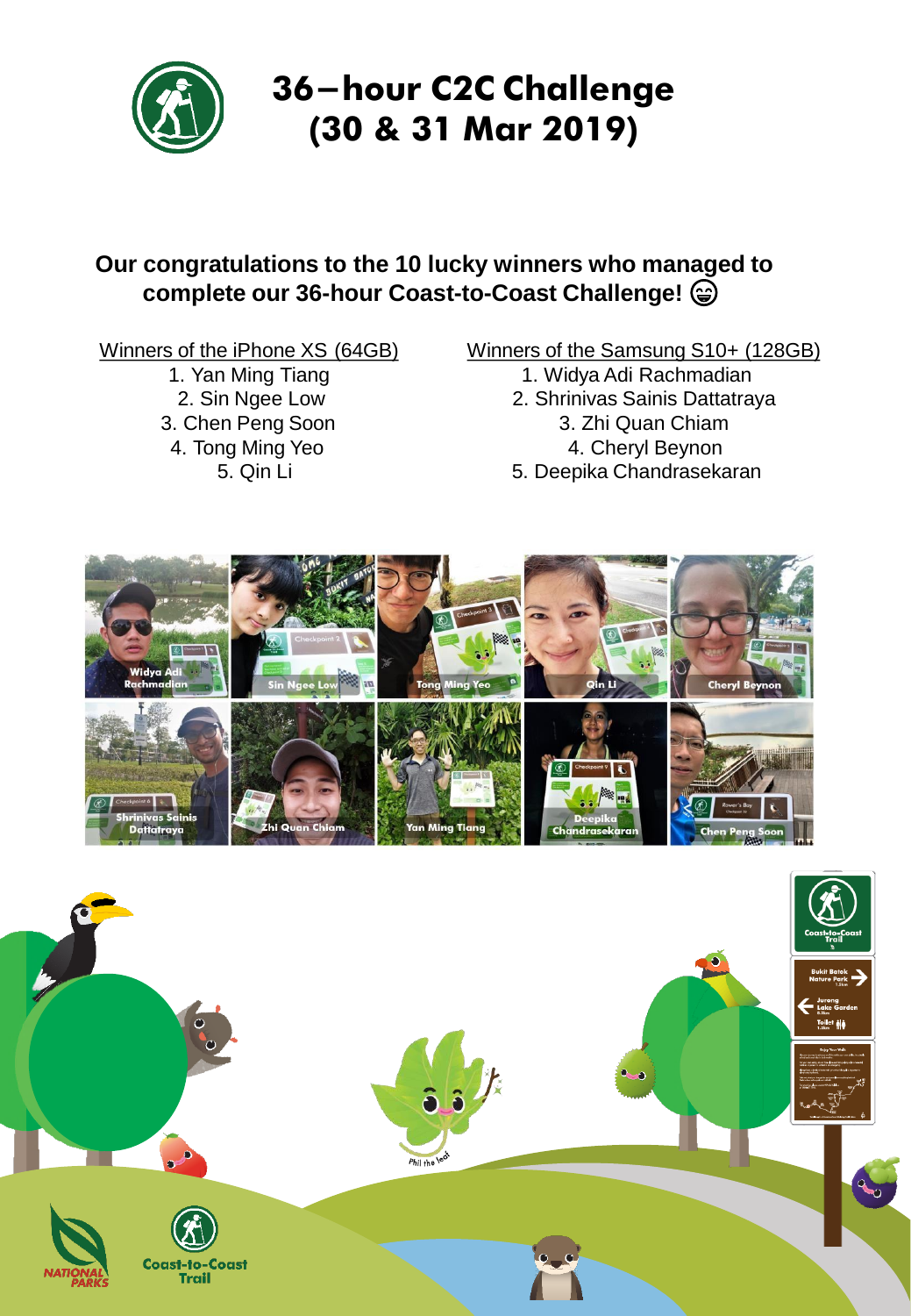# 36–hour C2C Challenge (30 & 31 Mar 2019)

**Our congratulations to the 10 lucky winners who managed to complete our 36-hour Coast-to-Coast Challenge! 😄**

Winners of the iPhone XS (64GB)

1. Yan Ming Tiang
2. Sin Ngee Low
3. Chen Peng Soon
4. Tong Ming Yeo
5. Qin Li

Winners of the Samsung S10+ (128GB)

1. Widya Adi Rachmadian
2. Shrinivas Sainis Dattatraya
3. Zhi Quan Chiam
4. Cheryl Beynon
5. Deepika Chandrasekaran

Widya Adi Rachmadian | Sin Ngee Low | Tong Ming Yeo | Qin Li | Cheryl Beynon

Shrinivas Sainis Dattatraya | Zhi Quan Chiam | Yan Ming Tiang | Deepika Chandrasekaran | Chen Peng Soon

NATIONAL PARKS

Coast-to-Coast Trail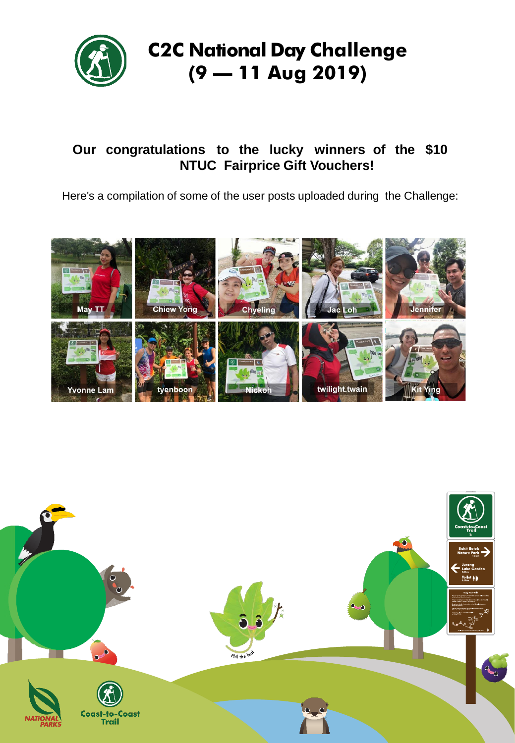# C2C National Day Challenge (9 — 11 Aug 2019)

**Our congratulations to the lucky winners of the $10 NTUC Fairprice Gift Vouchers!**

Here's a compilation of some of the user posts uploaded during the Challenge:

May TT | Chiew Yong | Chyeling | Jac Loh | Jennifer

Yvonne Lam | tyenboon | Nickoh | twilight.twain | Kit Ying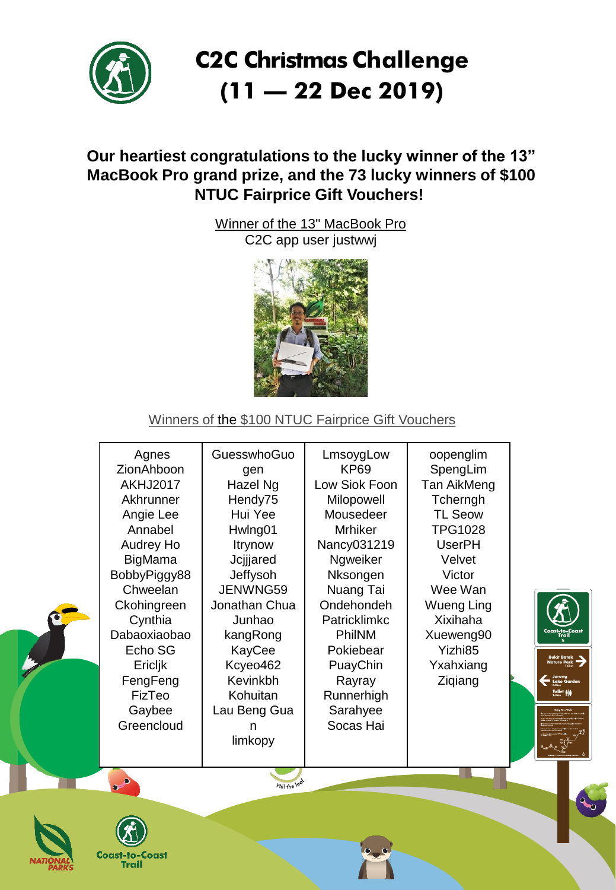# C2C Christmas Challenge (11 — 22 Dec 2019)

**Our heartiest congratulations to the lucky winner of the 13" MacBook Pro grand prize, and the 73 lucky winners of $100 NTUC Fairprice Gift Vouchers!**

Winner of the 13" MacBook Pro

C2C app user justwwj

Winners of the $100 NTUC Fairprice Gift Vouchers

| | | | |
|---|---|---|---|
| Agnes ZionAhboon | GuesswhoGuo gen | LmsoygLow | oopenglim |
| AKHJ2017 | Hazel Ng | KP69 | SpengLim |
| Akhrunner | Hendy75 | Low Siok Foon | Tan AikMeng |
| Angie Lee | Hui Yee | Milopowell | Tcherngh |
| Annabel | Hwlng01 | Mousedeer | TL Seow |
| Audrey Ho | Itrynow | Mrhiker | TPG1028 |
| BigMama | Jcjjjared | Nancy031219 | UserPH |
| BobbyPiggy88 | Jeffysoh | Ngweiker | Velvet |
| Chweelan | JENWNG59 | Nksongen | Victor |
| Ckohingreen | Jonathan Chua | Nuang Tai | Wee Wan |
| Cynthia | Junhao | Ondehondeh | Wueng Ling |
| Dabaoxiaobao | kangRong | Patricklimkc | Xixihaha |
| Echo SG | KayCee | PhilNM | Xueweng90 |
| Ericljk | Kcyeo462 | Pokiebear | Yizhi85 |
| FengFeng | Kevinkbh | PuayChin | Yxahxiang |
| FizTeo | Kohuitan | Rayray | Ziqiang |
| Gaybee | Lau Beng Guan | Runnerhigh | |
| Greencloud | limkopy | Sarahyee | |
| | | Socas Hai | |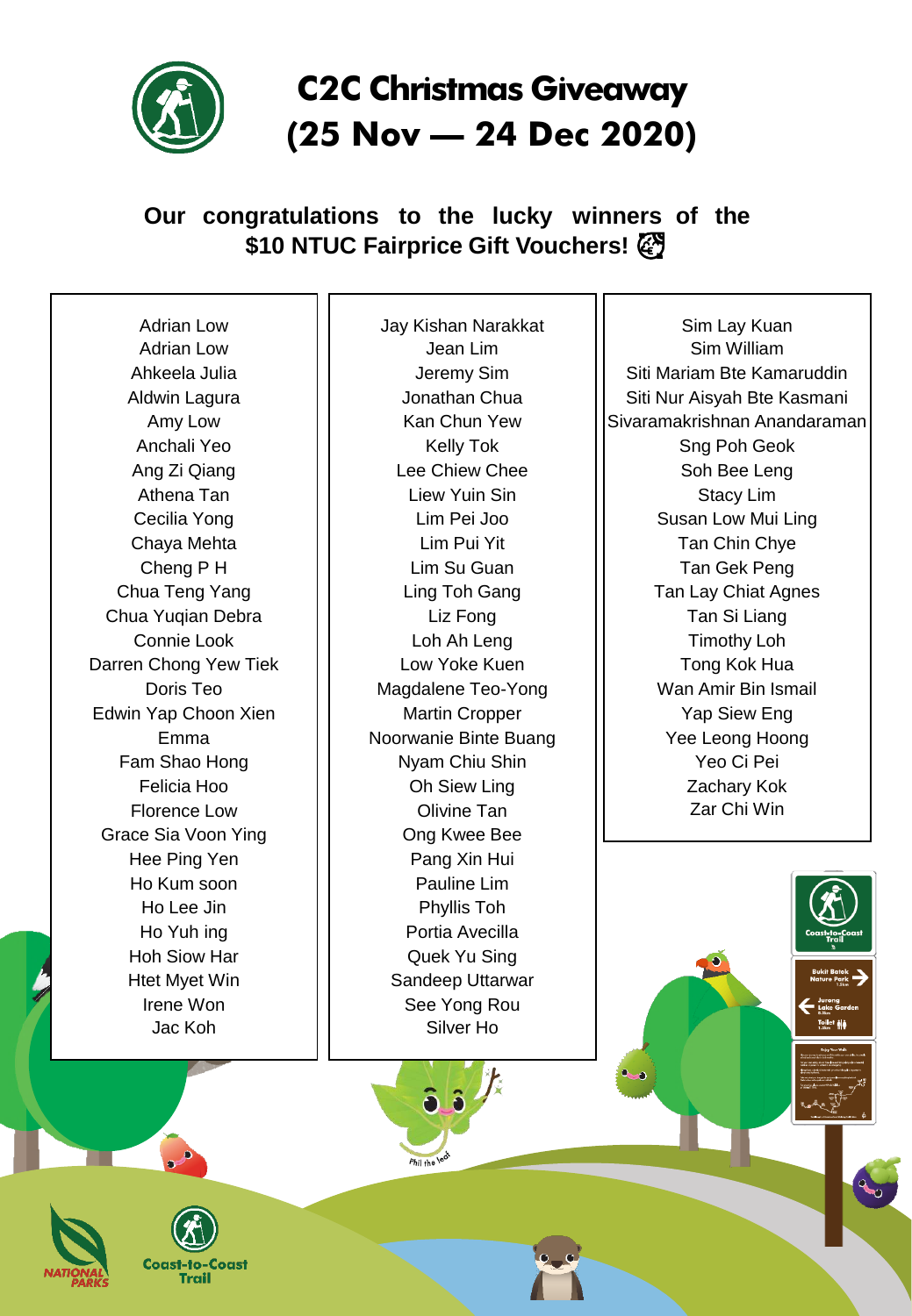# C2C Christmas Giveaway (25 Nov — 24 Dec 2020)

**Our congratulations to the lucky winners of the $10 NTUC Fairprice Gift Vouchers!**

Adrian Low
Adrian Low
Ahkeela Julia
Aldwin Lagura
Amy Low
Anchali Yeo
Ang Zi Qiang
Athena Tan
Cecilia Yong
Chaya Mehta
Cheng P H
Chua Teng Yang
Chua Yuqian Debra
Connie Look
Darren Chong Yew Tiek
Doris Teo
Edwin Yap Choon Xien
Emma
Fam Shao Hong
Felicia Hoo
Florence Low
Grace Sia Voon Ying
Hee Ping Yen
Ho Kum soon
Ho Lee Jin
Ho Yuh ing
Hoh Siow Har
Htet Myet Win
Irene Won
Jac Koh

Jay Kishan Narakkat
Jean Lim
Jeremy Sim
Jonathan Chua
Kan Chun Yew
Kelly Tok
Lee Chiew Chee
Liew Yuin Sin
Lim Pei Joo
Lim Pui Yit
Lim Su Guan
Ling Toh Gang
Liz Fong
Loh Ah Leng
Low Yoke Kuen
Magdalene Teo-Yong
Martin Cropper
Noorwanie Binte Buang
Nyam Chiu Shin
Oh Siew Ling
Olivine Tan
Ong Kwee Bee
Pang Xin Hui
Pauline Lim
Phyllis Toh
Portia Avecilla
Quek Yu Sing
Sandeep Uttarwar
See Yong Rou
Silver Ho

Sim Lay Kuan
Sim William
Siti Mariam Bte Kamaruddin
Siti Nur Aisyah Bte Kasmani
Sivaramakrishnan Anandaraman
Sng Poh Geok
Soh Bee Leng
Stacy Lim
Susan Low Mui Ling
Tan Chin Chye
Tan Gek Peng
Tan Lay Chiat Agnes
Tan Si Liang
Timothy Loh
Tong Kok Hua
Wan Amir Bin Ismail
Yap Siew Eng
Yee Leong Hoong
Yeo Ci Pei
Zachary Kok
Zar Chi Win